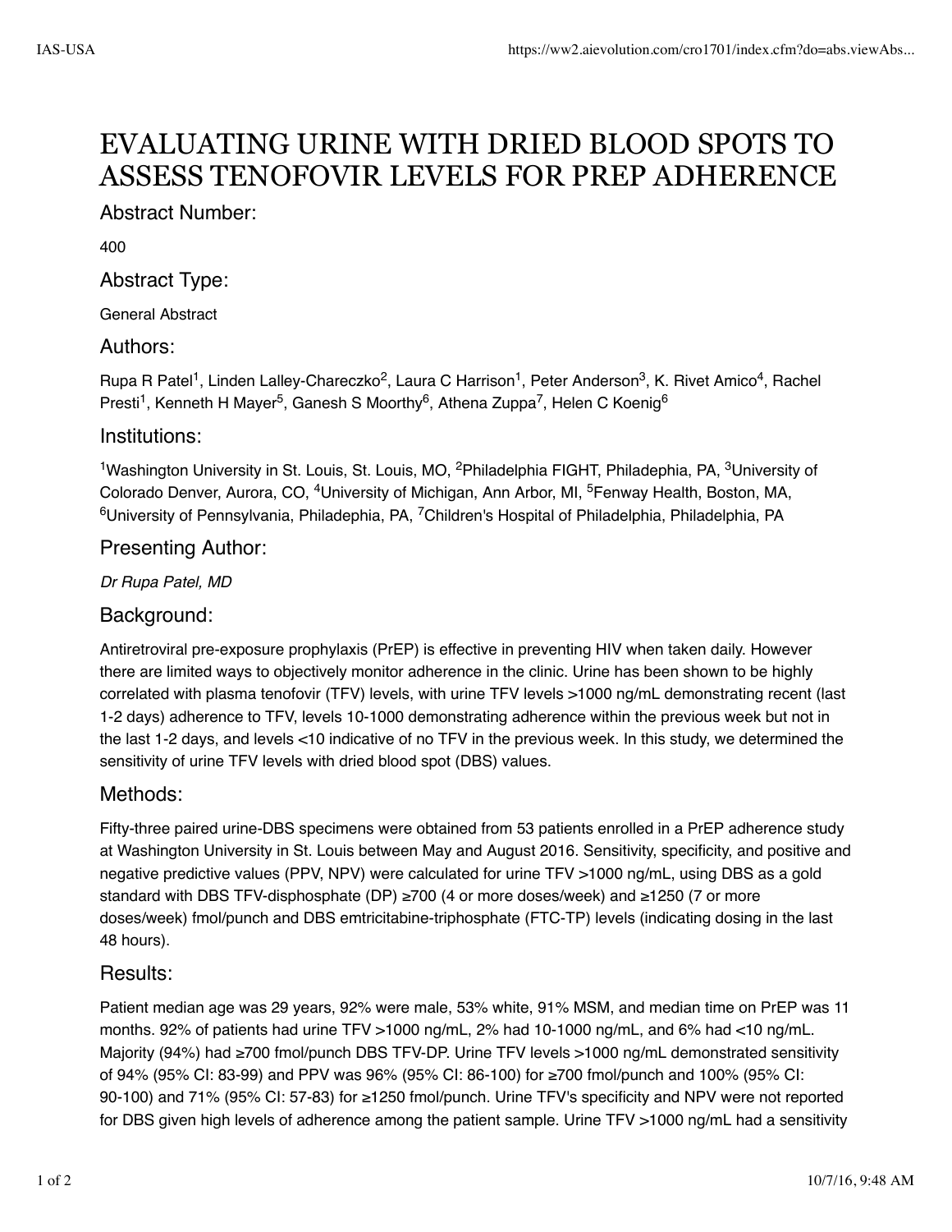# EVALUATING URINE WITH DRIED BLOOD SPOTS TO ASSESS TENOFOVIR LEVELS FOR PREP ADHERENCE

## Abstract Number:

400

## Abstract Type:

General Abstract

## Authors:

Rupa R Patel[1], Linden Lalley-Chareczko[2], Laura C Harrison[1], Peter Anderson[3], K. Rivet Amico[4], Rachel Presti[1], Kenneth H Mayer[5], Ganesh S Moorthy[6], Athena Zuppa[7], Helen C Koenig[6]

## Institutions:

[1]Washington University in St. Louis, St. Louis, MO, [2]Philadelphia FIGHT, Philadephia, PA, [3]University of Colorado Denver, Aurora, CO, [4]University of Michigan, Ann Arbor, MI, [5]Fenway Health, Boston, MA, [6]University of Pennsylvania, Philadephia, PA, [7]Children's Hospital of Philadelphia, Philadelphia, PA

## Presenting Author:

*Dr Rupa Patel, MD*

## Background:

Antiretroviral pre-exposure prophylaxis (PrEP) is effective in preventing HIV when taken daily. However there are limited ways to objectively monitor adherence in the clinic. Urine has been shown to be highly correlated with plasma tenofovir (TFV) levels, with urine TFV levels >1000 ng/mL demonstrating recent (last 1-2 days) adherence to TFV, levels 10-1000 demonstrating adherence within the previous week but not in the last 1-2 days, and levels <10 indicative of no TFV in the previous week. In this study, we determined the sensitivity of urine TFV levels with dried blood spot (DBS) values.

## Methods:

Fifty-three paired urine-DBS specimens were obtained from 53 patients enrolled in a PrEP adherence study at Washington University in St. Louis between May and August 2016. Sensitivity, specificity, and positive and negative predictive values (PPV, NPV) were calculated for urine TFV >1000 ng/mL, using DBS as a gold standard with DBS TFV-disphosphate (DP) ≥700 (4 or more doses/week) and ≥1250 (7 or more doses/week) fmol/punch and DBS emtricitabine-triphosphate (FTC-TP) levels (indicating dosing in the last 48 hours).

## Results:

Patient median age was 29 years, 92% were male, 53% white, 91% MSM, and median time on PrEP was 11 months. 92% of patients had urine TFV >1000 ng/mL, 2% had 10-1000 ng/mL, and 6% had <10 ng/mL. Majority (94%) had ≥700 fmol/punch DBS TFV-DP. Urine TFV levels >1000 ng/mL demonstrated sensitivity of 94% (95% CI: 83-99) and PPV was 96% (95% CI: 86-100) for ≥700 fmol/punch and 100% (95% CI: 90-100) and 71% (95% CI: 57-83) for ≥1250 fmol/punch. Urine TFV's specificity and NPV were not reported for DBS given high levels of adherence among the patient sample. Urine TFV >1000 ng/mL had a sensitivity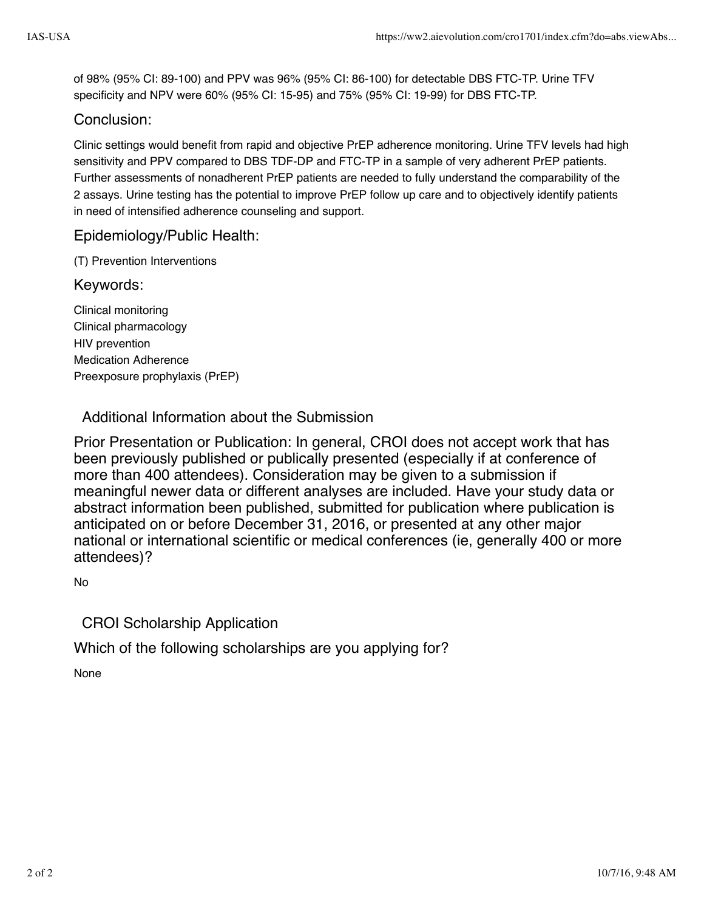of 98% (95% CI: 89-100) and PPV was 96% (95% CI: 86-100) for detectable DBS FTC-TP. Urine TFV specificity and NPV were 60% (95% CI: 15-95) and 75% (95% CI: 19-99) for DBS FTC-TP.

## Conclusion:

Clinic settings would benefit from rapid and objective PrEP adherence monitoring. Urine TFV levels had high sensitivity and PPV compared to DBS TDF-DP and FTC-TP in a sample of very adherent PrEP patients. Further assessments of nonadherent PrEP patients are needed to fully understand the comparability of the 2 assays. Urine testing has the potential to improve PrEP follow up care and to objectively identify patients in need of intensified adherence counseling and support.

## Epidemiology/Public Health:

(T) Prevention Interventions

## Keywords:

Clinical monitoring
Clinical pharmacology
HIV prevention
Medication Adherence
Preexposure prophylaxis (PrEP)

## Additional Information about the Submission

Prior Presentation or Publication: In general, CROI does not accept work that has been previously published or publically presented (especially if at conference of more than 400 attendees). Consideration may be given to a submission if meaningful newer data or different analyses are included. Have your study data or abstract information been published, submitted for publication where publication is anticipated on or before December 31, 2016, or presented at any other major national or international scientific or medical conferences (ie, generally 400 or more attendees)?

No

## CROI Scholarship Application

Which of the following scholarships are you applying for?

None